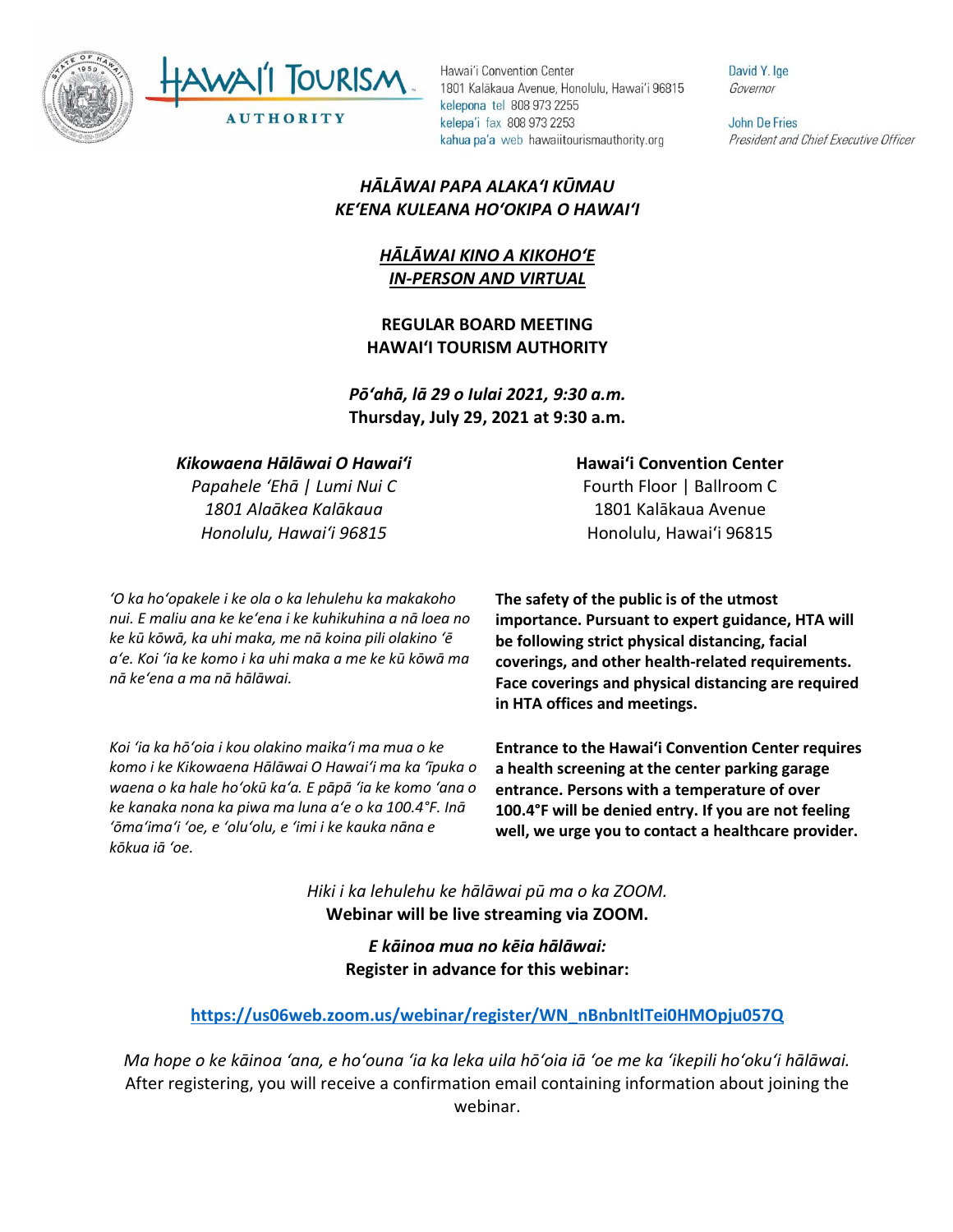Hawaiʻi Convention Center
1801 Kalākaua Avenue, Honolulu, Hawaiʻi 96815
kelepona tel 808 973 2255
kelepaʻi fax 808 973 2253
kahua paʻa web hawaiitourismauthority.org

David Y. Ige
*Governor*

John De Fries
*President and Chief Executive Officer*

***HĀLĀWAI PAPA ALAKAʻI KŪMAU***
***KEʻENA KULEANA HOʻOKIPA O HAWAIʻI***

***HĀLĀWAI KINO A KIKOHOʻE***
***IN-PERSON AND VIRTUAL***

**REGULAR BOARD MEETING**
**HAWAIʻI TOURISM AUTHORITY**

***Pōʻahā, lā 29 o Iulai 2021, 9:30 a.m.***
**Thursday, July 29, 2021 at 9:30 a.m.**

***Kikowaena Hālāwai O Hawaiʻi***
*Papahele ʻEhā | Lumi Nui C*
*1801 Alaākea Kalākaua*
*Honolulu, Hawaiʻi 96815*

**Hawaiʻi Convention Center**
Fourth Floor | Ballroom C
1801 Kalākaua Avenue
Honolulu, Hawaiʻi 96815

*ʻO ka hoʻopakele i ke ola o ka lehulehu ka makakoho nui. E maliu ana ke keʻena i ke kuhikuhina a nā loea no ke kū kōwā, ka uhi maka, me nā koina pili olakino ʻē aʻe. Koi ʻia ke komo i ka uhi maka a me ke kū kōwā ma nā keʻena a ma nā hālāwai.*

**The safety of the public is of the utmost importance. Pursuant to expert guidance, HTA will be following strict physical distancing, facial coverings, and other health-related requirements. Face coverings and physical distancing are required in HTA offices and meetings.**

*Koi ʻia ka hōʻoia i kou olakino maikaʻi ma mua o ke komo i ke Kikowaena Hālāwai O Hawaiʻi ma ka ʻīpuka o waena o ka hale hoʻokū kaʻa. E pāpā ʻia ke komo ʻana o ke kanaka nona ka piwa ma luna aʻe o ka 100.4°F. Inā ʻōmaʻimaʻi ʻoe, e ʻoluʻolu, e ʻimi i ke kauka nāna e kōkua iā ʻoe.*

**Entrance to the Hawaiʻi Convention Center requires a health screening at the center parking garage entrance. Persons with a temperature of over 100.4°F will be denied entry. If you are not feeling well, we urge you to contact a healthcare provider.**

*Hiki i ka lehulehu ke hālāwai pū ma o ka ZOOM.*
**Webinar will be live streaming via ZOOM.**

***E kāinoa mua no kēia hālāwai:***
**Register in advance for this webinar:**

**https://us06web.zoom.us/webinar/register/WN_nBnbnItlTei0HMOpju057Q**

*Ma hope o ke kāinoa ʻana, e hoʻouna ʻia ka leka uila hōʻoia iā ʻoe me ka ʻikepili hoʻokuʻi hālāwai.*
After registering, you will receive a confirmation email containing information about joining the webinar.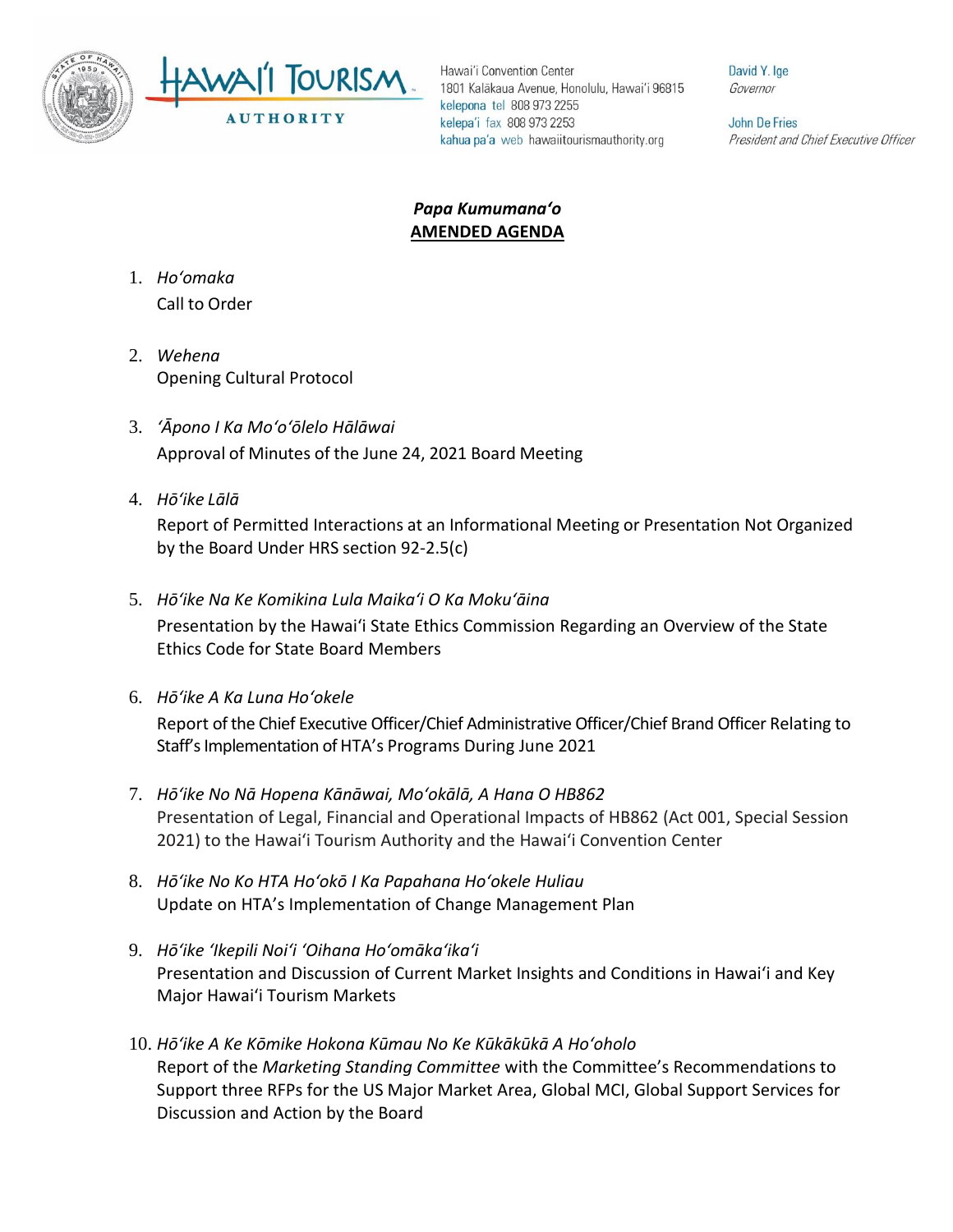Hawaiʻi Convention Center
1801 Kalākaua Avenue, Honolulu, Hawaiʻi 96815
kelepona tel 808 973 2255
kelepaʻi fax 808 973 2253
kahua paʻa web hawaiitourismauthority.org

David Y. Ige
*Governor*

John De Fries
*President and Chief Executive Officer*

## *Papa Kumumanaʻo*
## **AMENDED AGENDA**

1. *Hoʻomaka*
   Call to Order

2. *Wehena*
   Opening Cultural Protocol

3. *ʻĀpono I Ka Moʻoʻōlelo Hālāwai*
   Approval of Minutes of the June 24, 2021 Board Meeting

4. *Hōʻike Lālā*
   Report of Permitted Interactions at an Informational Meeting or Presentation Not Organized by the Board Under HRS section 92-2.5(c)

5. *Hōʻike Na Ke Komikina Lula Maikaʻi O Ka Mokuʻāina*
   Presentation by the Hawaiʻi State Ethics Commission Regarding an Overview of the State Ethics Code for State Board Members

6. *Hōʻike A Ka Luna Hoʻokele*
   Report of the Chief Executive Officer/Chief Administrative Officer/Chief Brand Officer Relating to Staff's Implementation of HTA's Programs During June 2021

7. *Hōʻike No Nā Hopena Kānāwai, Moʻokālā, A Hana O HB862*
   Presentation of Legal, Financial and Operational Impacts of HB862 (Act 001, Special Session 2021) to the Hawaiʻi Tourism Authority and the Hawaiʻi Convention Center

8. *Hōʻike No Ko HTA Hoʻokō I Ka Papahana Hoʻokele Huliau*
   Update on HTA's Implementation of Change Management Plan

9. *Hōʻike ʻIkepili Noiʻi ʻOihana Hoʻomākaʻikaʻi*
   Presentation and Discussion of Current Market Insights and Conditions in Hawaiʻi and Key Major Hawaiʻi Tourism Markets

10. *Hōʻike A Ke Kōmike Hokona Kūmau No Ke Kūkākūkā A Hoʻoholo*
    Report of the *Marketing Standing Committee* with the Committee's Recommendations to Support three RFPs for the US Major Market Area, Global MCI, Global Support Services for Discussion and Action by the Board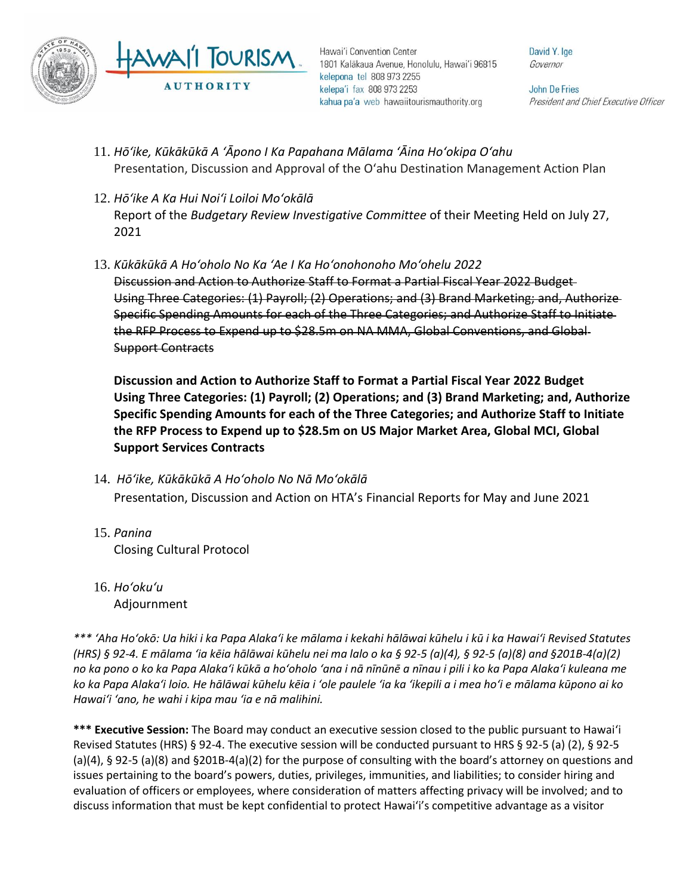11. *Hōʻike, Kūkākūkā A ʻĀpono I Ka Papahana Mālama ʻĀina Hoʻokipa Oʻahu*
    Presentation, Discussion and Approval of the Oʻahu Destination Management Action Plan

12. *Hōʻike A Ka Hui Noiʻi Loiloi Moʻokālā*
    Report of the *Budgetary Review Investigative Committee* of their Meeting Held on July 27, 2021

13. *Kūkākūkā A Hoʻoholo No Ka ʻAe I Ka Hoʻonohonoho Moʻohelu 2022*
    ~~Discussion and Action to Authorize Staff to Format a Partial Fiscal Year 2022 Budget Using Three Categories: (1) Payroll; (2) Operations; and (3) Brand Marketing; and, Authorize Specific Spending Amounts for each of the Three Categories; and Authorize Staff to Initiate the RFP Process to Expend up to $28.5m on NA MMA, Global Conventions, and Global Support Contracts~~

    **Discussion and Action to Authorize Staff to Format a Partial Fiscal Year 2022 Budget Using Three Categories: (1) Payroll; (2) Operations; and (3) Brand Marketing; and, Authorize Specific Spending Amounts for each of the Three Categories; and Authorize Staff to Initiate the RFP Process to Expend up to $28.5m on US Major Market Area, Global MCI, Global Support Services Contracts**

14. *Hōʻike, Kūkākūkā A Hoʻoholo No Nā Moʻokālā*
    Presentation, Discussion and Action on HTA's Financial Reports for May and June 2021

15. *Panina*
    Closing Cultural Protocol

16. *Hoʻokuʻu*
    Adjournment

*\*\*\* ʻAha Hoʻokō: Ua hiki i ka Papa Alakaʻi ke mālama i kekahi hālāwai kūhelu i kū i ka Hawaiʻi Revised Statutes (HRS) § 92-4. E mālama ʻia kēia hālāwai kūhelu nei ma lalo o ka § 92-5 (a)(4), § 92-5 (a)(8) and §201B-4(a)(2) no ka pono o ko ka Papa Alakaʻi kūkā a hoʻoholo ʻana i nā nīnūnē a nīnau i pili i ko ka Papa Alakaʻi kuleana me ko ka Papa Alakaʻi loio. He hālāwai kūhelu kēia i ʻole paulele ʻia ka ʻikepili a i mea hoʻi e mālama kūpono ai ko Hawaiʻi ʻano, he wahi i kipa mau ʻia e nā malihini.*

**\*\*\* Executive Session:** The Board may conduct an executive session closed to the public pursuant to Hawaiʻi Revised Statutes (HRS) § 92-4. The executive session will be conducted pursuant to HRS § 92-5 (a) (2), § 92-5 (a)(4), § 92-5 (a)(8) and §201B-4(a)(2) for the purpose of consulting with the board's attorney on questions and issues pertaining to the board's powers, duties, privileges, immunities, and liabilities; to consider hiring and evaluation of officers or employees, where consideration of matters affecting privacy will be involved; and to discuss information that must be kept confidential to protect Hawaiʻi's competitive advantage as a visitor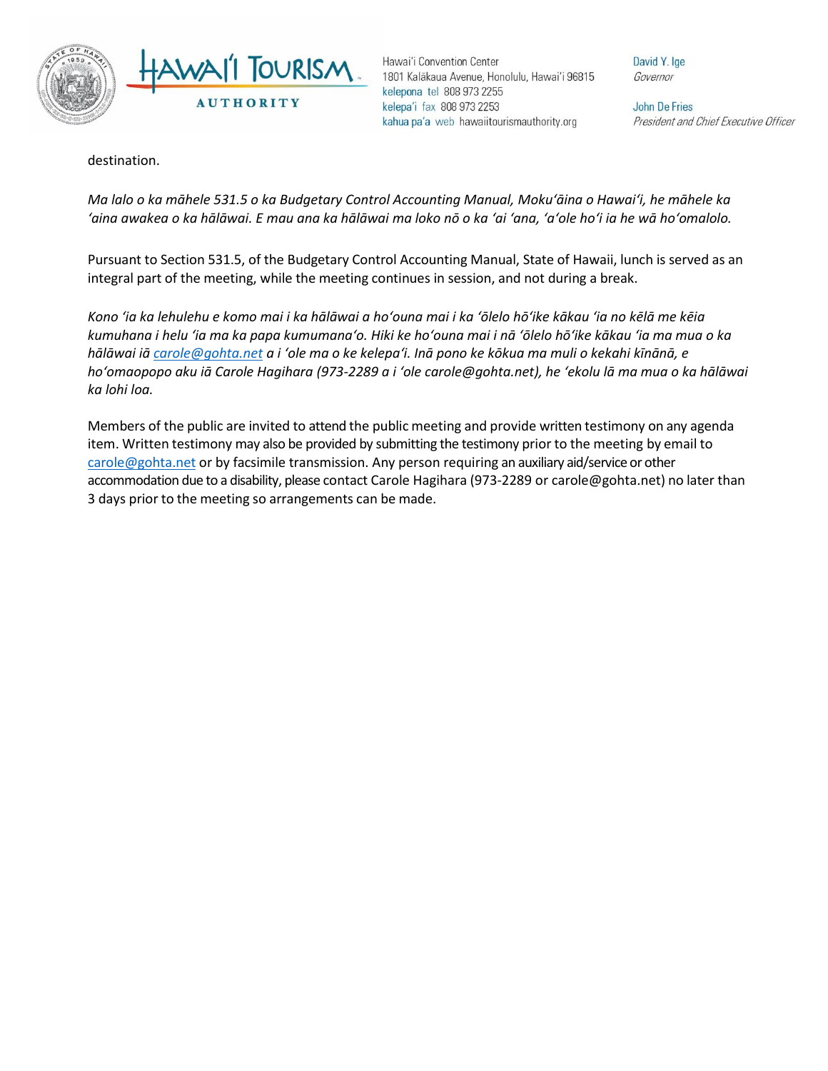destination.

*Ma lalo o ka māhele 531.5 o ka Budgetary Control Accounting Manual, Mokuʻāina o Hawaiʻi, he māhele ka ʻaina awakea o ka hālāwai. E mau ana ka hālāwai ma loko nō o ka ʻai ʻana, ʻaʻole hoʻi ia he wā hoʻomalolo.*

Pursuant to Section 531.5, of the Budgetary Control Accounting Manual, State of Hawaii, lunch is served as an integral part of the meeting, while the meeting continues in session, and not during a break.

*Kono ʻia ka lehulehu e komo mai i ka hālāwai a hoʻouna mai i ka ʻōlelo hōʻike kākau ʻia no kēlā me kēia kumuhana i helu ʻia ma ka papa kumumanaʻo. Hiki ke hoʻouna mai i nā ʻōlelo hōʻike kākau ʻia ma mua o ka hālāwai iā carole@gohta.net a i ʻole ma o ke kelepaʻi. Inā pono ke kōkua ma muli o kekahi kīnānā, e hoʻomaopopo aku iā Carole Hagihara (973-2289 a i ʻole carole@gohta.net), he ʻekolu lā ma mua o ka hālāwai ka lohi loa.*

Members of the public are invited to attend the public meeting and provide written testimony on any agenda item. Written testimony may also be provided by submitting the testimony prior to the meeting by email to carole@gohta.net or by facsimile transmission. Any person requiring an auxiliary aid/service or other accommodation due to a disability, please contact Carole Hagihara (973-2289 or carole@gohta.net) no later than 3 days prior to the meeting so arrangements can be made.